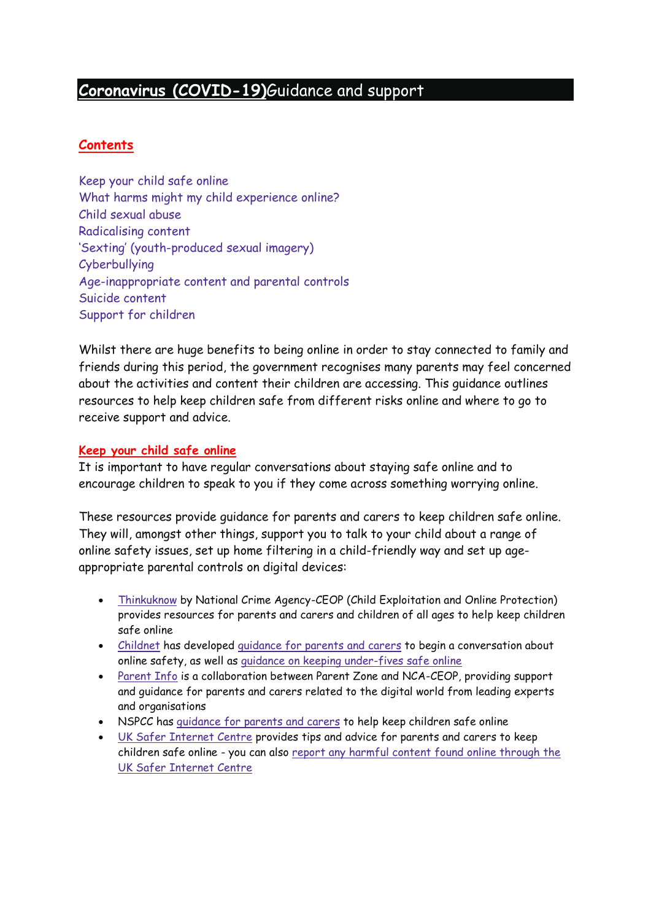# **Coronavirus (COVID-19)** Guidance and support

## **Contents**

Keep your child safe online
What harms might my child experience online?
Child sexual abuse
Radicalising content
'Sexting' (youth-produced sexual imagery)
Cyberbullying
Age-inappropriate content and parental controls
Suicide content
Support for children

Whilst there are huge benefits to being online in order to stay connected to family and friends during this period, the government recognises many parents may feel concerned about the activities and content their children are accessing. This guidance outlines resources to help keep children safe from different risks online and where to go to receive support and advice.

## **Keep your child safe online**

It is important to have regular conversations about staying safe online and to encourage children to speak to you if they come across something worrying online.

These resources provide guidance for parents and carers to keep children safe online. They will, amongst other things, support you to talk to your child about a range of online safety issues, set up home filtering in a child-friendly way and set up age-appropriate parental controls on digital devices:

- Thinkuknow by National Crime Agency-CEOP (Child Exploitation and Online Protection) provides resources for parents and carers and children of all ages to help keep children safe online
- Childnet has developed guidance for parents and carers to begin a conversation about online safety, as well as guidance on keeping under-fives safe online
- Parent Info is a collaboration between Parent Zone and NCA-CEOP, providing support and guidance for parents and carers related to the digital world from leading experts and organisations
- NSPCC has guidance for parents and carers to help keep children safe online
- UK Safer Internet Centre provides tips and advice for parents and carers to keep children safe online - you can also report any harmful content found online through the UK Safer Internet Centre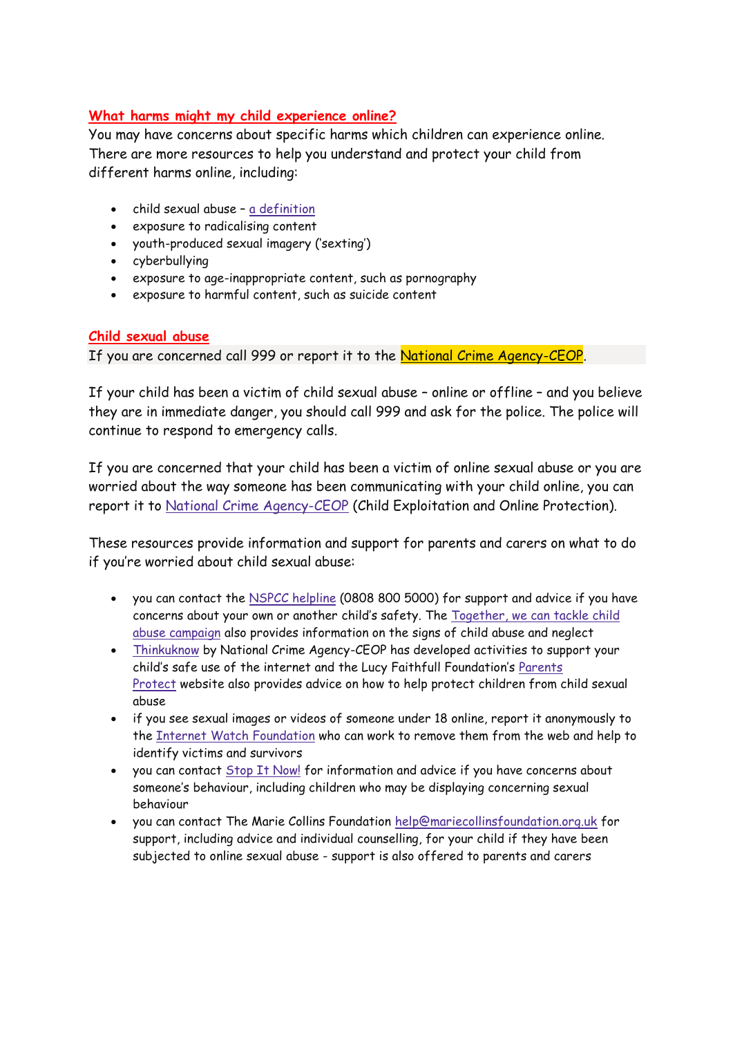## What harms might my child experience online?

You may have concerns about specific harms which children can experience online. There are more resources to help you understand and protect your child from different harms online, including:

- child sexual abuse – a definition
- exposure to radicalising content
- youth-produced sexual imagery ('sexting')
- cyberbullying
- exposure to age-inappropriate content, such as pornography
- exposure to harmful content, such as suicide content

## Child sexual abuse

If you are concerned call 999 or report it to the National Crime Agency-CEOP.

If your child has been a victim of child sexual abuse – online or offline – and you believe they are in immediate danger, you should call 999 and ask for the police. The police will continue to respond to emergency calls.

If you are concerned that your child has been a victim of online sexual abuse or you are worried about the way someone has been communicating with your child online, you can report it to National Crime Agency-CEOP (Child Exploitation and Online Protection).

These resources provide information and support for parents and carers on what to do if you're worried about child sexual abuse:

- you can contact the NSPCC helpline (0808 800 5000) for support and advice if you have concerns about your own or another child's safety. The Together, we can tackle child abuse campaign also provides information on the signs of child abuse and neglect
- Thinkuknow by National Crime Agency-CEOP has developed activities to support your child's safe use of the internet and the Lucy Faithfull Foundation's Parents Protect website also provides advice on how to help protect children from child sexual abuse
- if you see sexual images or videos of someone under 18 online, report it anonymously to the Internet Watch Foundation who can work to remove them from the web and help to identify victims and survivors
- you can contact Stop It Now! for information and advice if you have concerns about someone's behaviour, including children who may be displaying concerning sexual behaviour
- you can contact The Marie Collins Foundation help@mariecollinsfoundation.org.uk for support, including advice and individual counselling, for your child if they have been subjected to online sexual abuse - support is also offered to parents and carers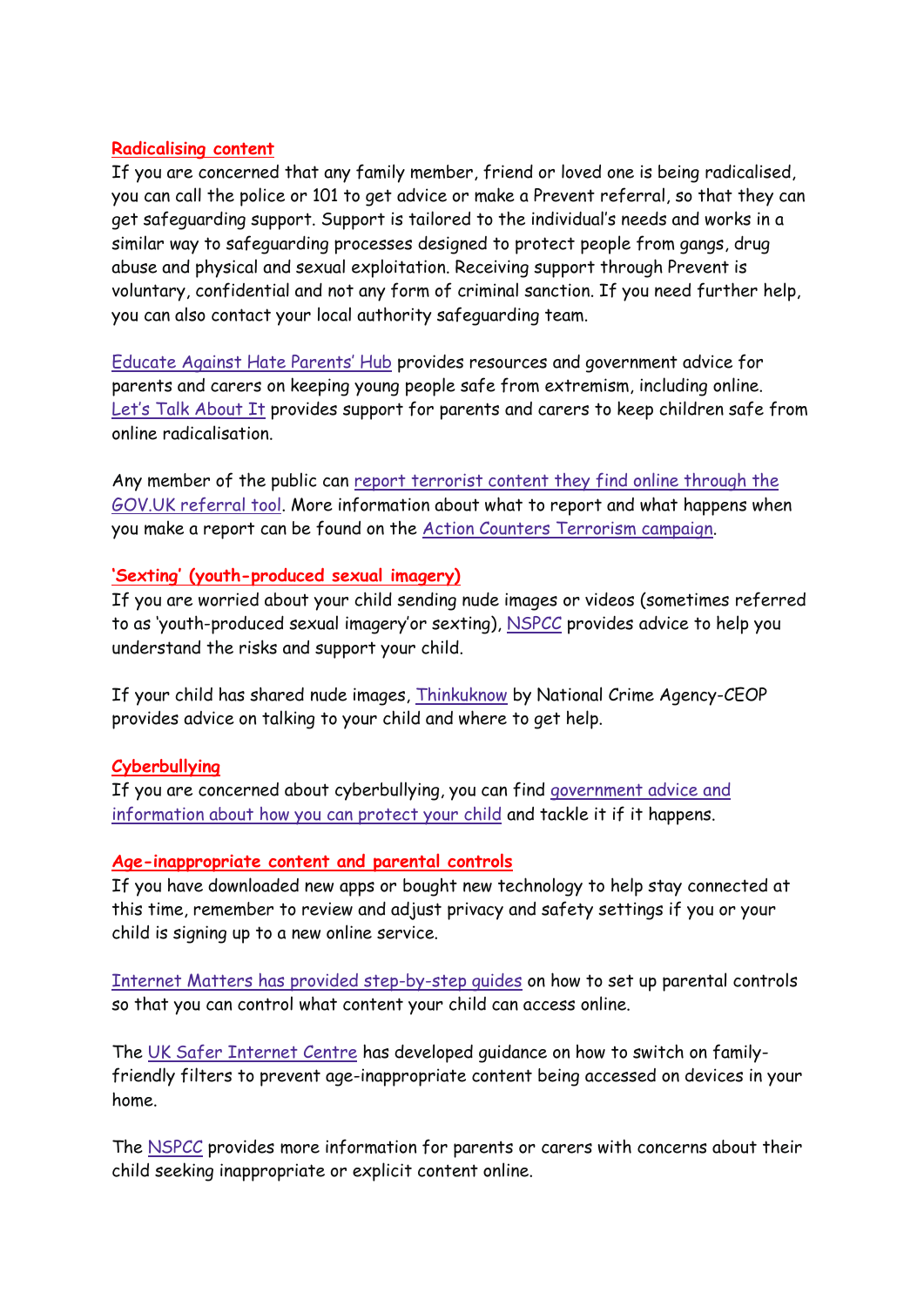### Radicalising content

If you are concerned that any family member, friend or loved one is being radicalised, you can call the police or 101 to get advice or make a Prevent referral, so that they can get safeguarding support. Support is tailored to the individual's needs and works in a similar way to safeguarding processes designed to protect people from gangs, drug abuse and physical and sexual exploitation. Receiving support through Prevent is voluntary, confidential and not any form of criminal sanction. If you need further help, you can also contact your local authority safeguarding team.

Educate Against Hate Parents' Hub provides resources and government advice for parents and carers on keeping young people safe from extremism, including online. Let's Talk About It provides support for parents and carers to keep children safe from online radicalisation.

Any member of the public can report terrorist content they find online through the GOV.UK referral tool. More information about what to report and what happens when you make a report can be found on the Action Counters Terrorism campaign.

### 'Sexting' (youth-produced sexual imagery)

If you are worried about your child sending nude images or videos (sometimes referred to as 'youth-produced sexual imagery'or sexting), NSPCC provides advice to help you understand the risks and support your child.

If your child has shared nude images, Thinkuknow by National Crime Agency-CEOP provides advice on talking to your child and where to get help.

### Cyberbullying

If you are concerned about cyberbullying, you can find government advice and information about how you can protect your child and tackle it if it happens.

### Age-inappropriate content and parental controls

If you have downloaded new apps or bought new technology to help stay connected at this time, remember to review and adjust privacy and safety settings if you or your child is signing up to a new online service.

Internet Matters has provided step-by-step guides on how to set up parental controls so that you can control what content your child can access online.

The UK Safer Internet Centre has developed guidance on how to switch on family-friendly filters to prevent age-inappropriate content being accessed on devices in your home.

The NSPCC provides more information for parents or carers with concerns about their child seeking inappropriate or explicit content online.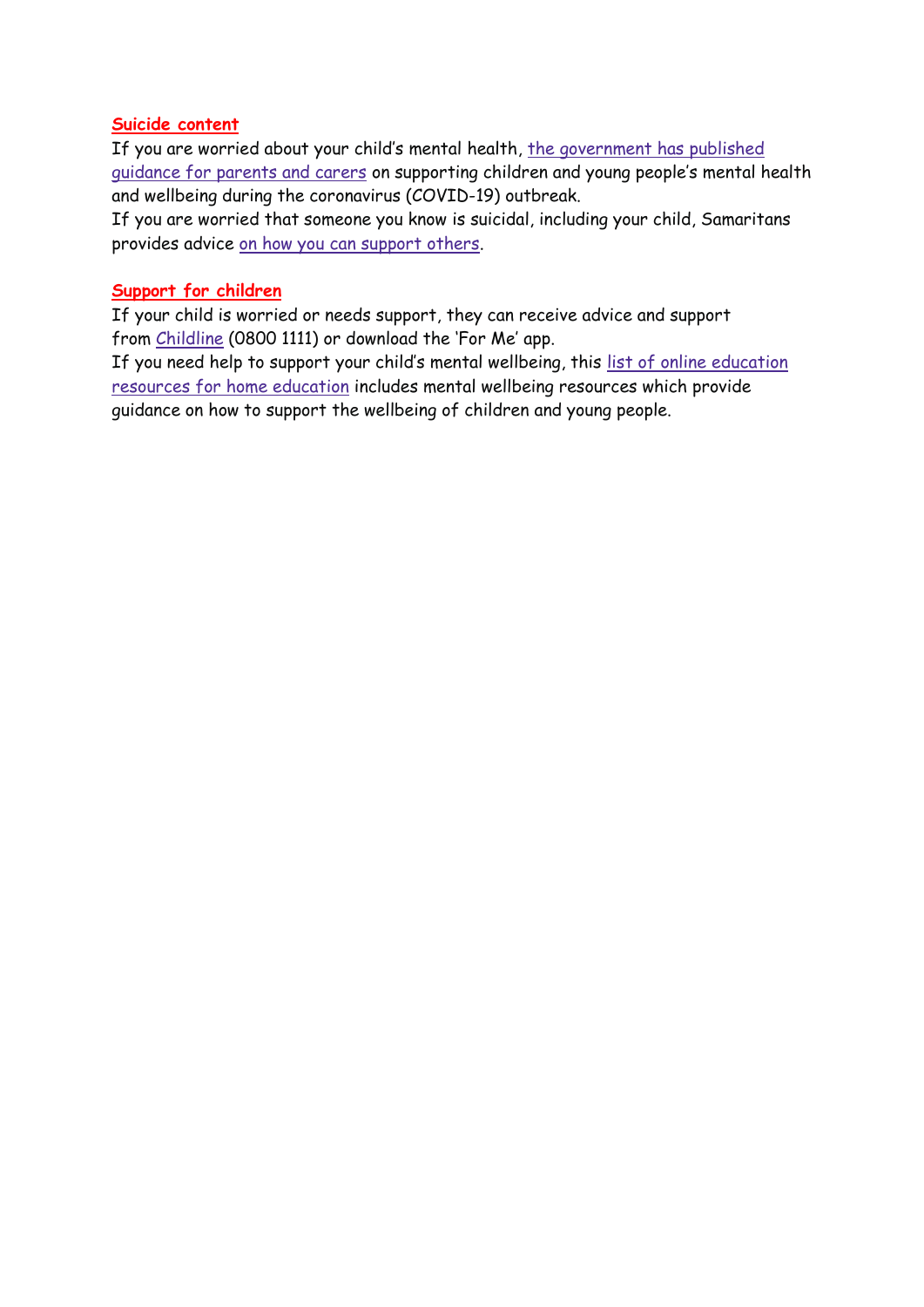**Suicide content**

If you are worried about your child's mental health, the government has published guidance for parents and carers on supporting children and young people's mental health and wellbeing during the coronavirus (COVID-19) outbreak.

If you are worried that someone you know is suicidal, including your child, Samaritans provides advice on how you can support others.

**Support for children**

If your child is worried or needs support, they can receive advice and support from Childline (0800 1111) or download the 'For Me' app.

If you need help to support your child's mental wellbeing, this list of online education resources for home education includes mental wellbeing resources which provide guidance on how to support the wellbeing of children and young people.